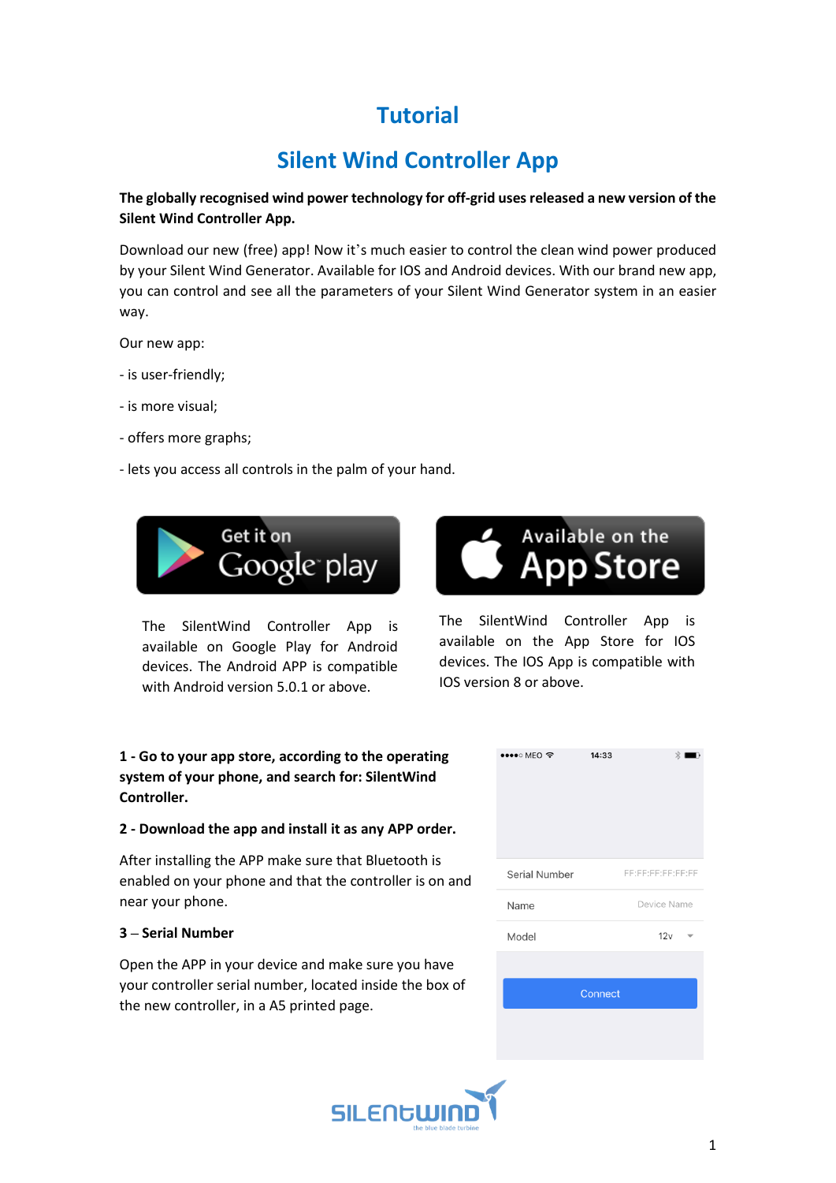# Tutorial

## Silent Wind Controller App

**The globally recognised wind power technology for off-grid uses released a new version of the Silent Wind Controller App.**

Download our new (free) app! Now it's much easier to control the clean wind power produced by your Silent Wind Generator. Available for IOS and Android devices. With our brand new app, you can control and see all the parameters of your Silent Wind Generator system in an easier way.

Our new app:

- is user-friendly;
- is more visual;
- offers more graphs;
- lets you access all controls in the palm of your hand.

The SilentWind Controller App is available on Google Play for Android devices. The Android APP is compatible with Android version 5.0.1 or above.

The SilentWind Controller App is available on the App Store for IOS devices. The IOS App is compatible with IOS version 8 or above.

**1 - Go to your app store, according to the operating system of your phone, and search for: SilentWind Controller.**

**2 - Download the app and install it as any APP order.**

After installing the APP make sure that Bluetooth is enabled on your phone and that the controller is on and near your phone.

**3 – Serial Number**

Open the APP in your device and make sure you have your controller serial number, located inside the box of the new controller, in a A5 printed page.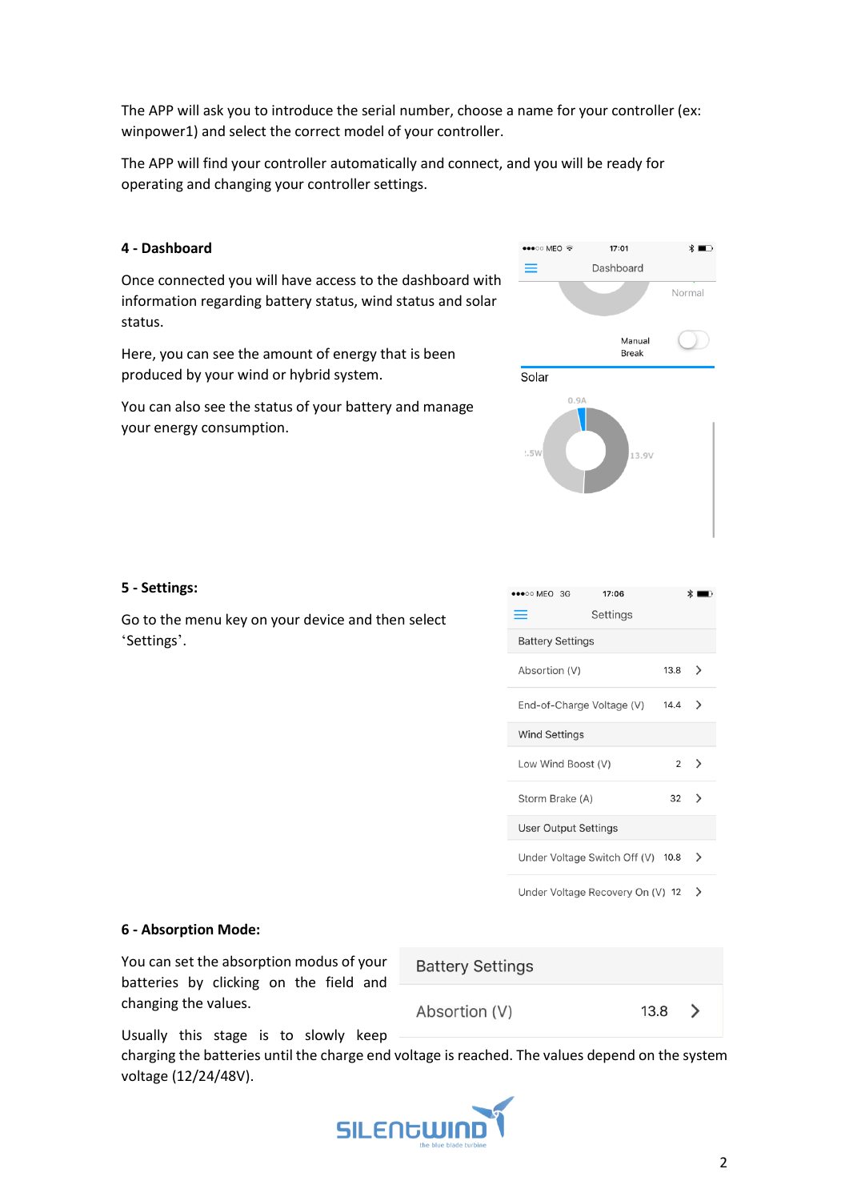The APP will ask you to introduce the serial number, choose a name for your controller (ex: winpower1) and select the correct model of your controller.

The APP will find your controller automatically and connect, and you will be ready for operating and changing your controller settings.

**4 - Dashboard**

Once connected you will have access to the dashboard with information regarding battery status, wind status and solar status.

Here, you can see the amount of energy that is been produced by your wind or hybrid system.

You can also see the status of your battery and manage your energy consumption.

**5 - Settings:**

Go to the menu key on your device and then select 'Settings'.

**6 - Absorption Mode:**

You can set the absorption modus of your batteries by clicking on the field and changing the values.

Usually this stage is to slowly keep charging the batteries until the charge end voltage is reached. The values depend on the system voltage (12/24/48V).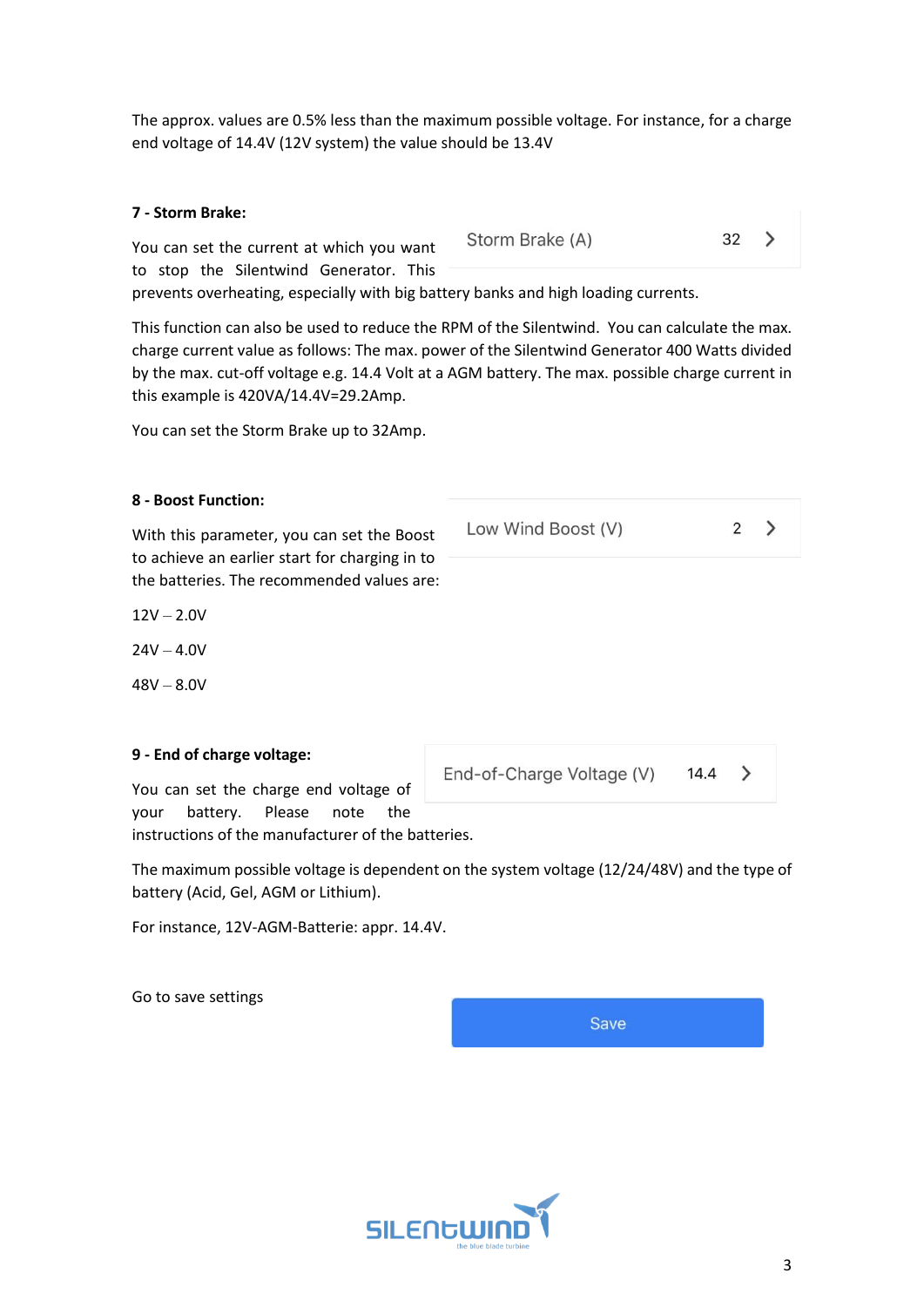The approx. values are 0.5% less than the maximum possible voltage. For instance, for a charge end voltage of 14.4V (12V system) the value should be 13.4V

**7 - Storm Brake:**

| Storm Brake (A) | 32 | > |
|---|---|---|

You can set the current at which you want to stop the Silentwind Generator. This prevents overheating, especially with big battery banks and high loading currents.

This function can also be used to reduce the RPM of the Silentwind. You can calculate the max. charge current value as follows: The max. power of the Silentwind Generator 400 Watts divided by the max. cut-off voltage e.g. 14.4 Volt at a AGM battery. The max. possible charge current in this example is 420VA/14.4V=29.2Amp.

You can set the Storm Brake up to 32Amp.

**8 - Boost Function:**

| Low Wind Boost (V) | 2 | > |
|---|---|---|

With this parameter, you can set the Boost to achieve an earlier start for charging in to the batteries. The recommended values are:

12V – 2.0V

24V – 4.0V

48V – 8.0V

**9 - End of charge voltage:**

| End-of-Charge Voltage (V) | 14.4 | > |
|---|---|---|

You can set the charge end voltage of your battery. Please note the instructions of the manufacturer of the batteries.

The maximum possible voltage is dependent on the system voltage (12/24/48V) and the type of battery (Acid, Gel, AGM or Lithium).

For instance, 12V-AGM-Batterie: appr. 14.4V.

Go to save settings

| Save |
|---|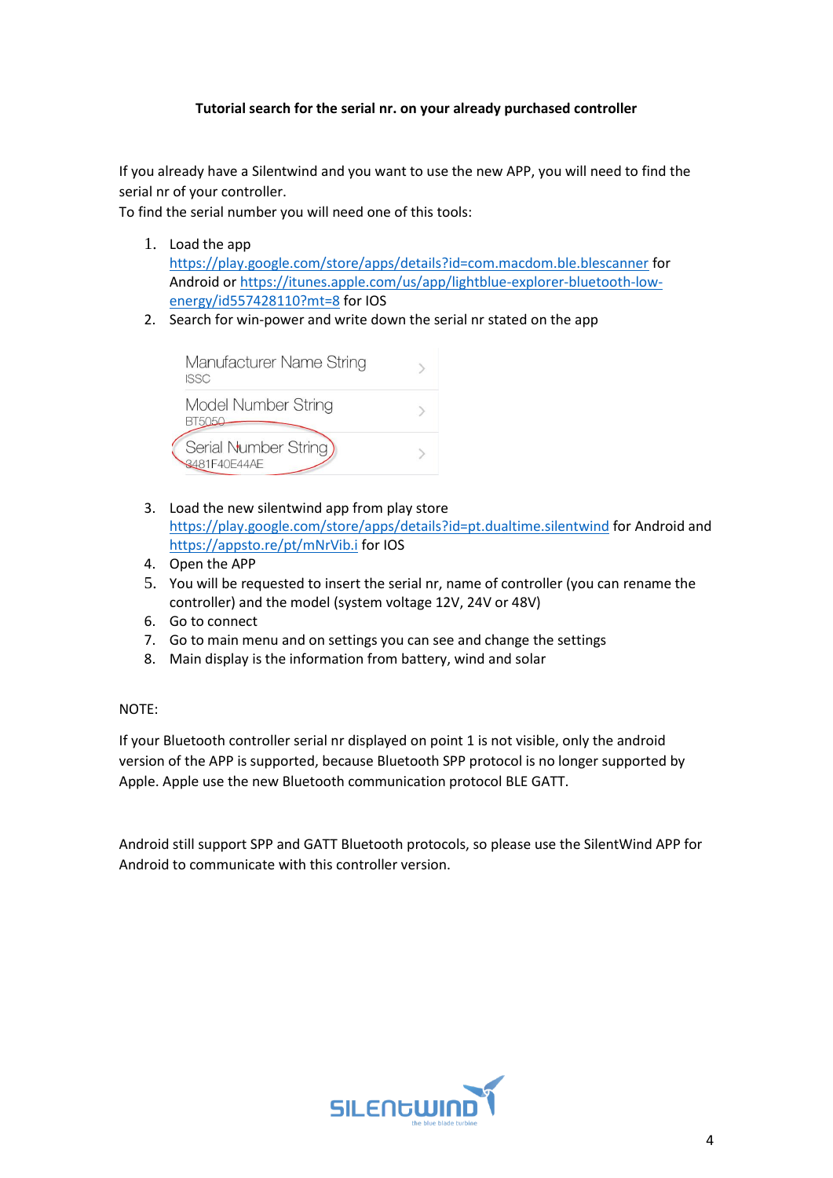**Tutorial search for the serial nr. on your already purchased controller**

If you already have a Silentwind and you want to use the new APP, you will need to find the serial nr of your controller.
To find the serial number you will need one of this tools:

1. Load the app https://play.google.com/store/apps/details?id=com.macdom.ble.blescanner for Android or https://itunes.apple.com/us/app/lightblue-explorer-bluetooth-low-energy/id557428110?mt=8 for IOS
2. Search for win-power and write down the serial nr stated on the app

Manufacturer Name String
ISSC
Model Number String
BT5050
Serial Number String
3481F40E44AE

3. Load the new silentwind app from play store https://play.google.com/store/apps/details?id=pt.dualtime.silentwind for Android and https://appsto.re/pt/mNrVib.i for IOS
4. Open the APP
5. You will be requested to insert the serial nr, name of controller (you can rename the controller) and the model (system voltage 12V, 24V or 48V)
6. Go to connect
7. Go to main menu and on settings you can see and change the settings
8. Main display is the information from battery, wind and solar

NOTE:

If your Bluetooth controller serial nr displayed on point 1 is not visible, only the android version of the APP is supported, because Bluetooth SPP protocol is no longer supported by Apple. Apple use the new Bluetooth communication protocol BLE GATT.

Android still support SPP and GATT Bluetooth protocols, so please use the SilentWind APP for Android to communicate with this controller version.